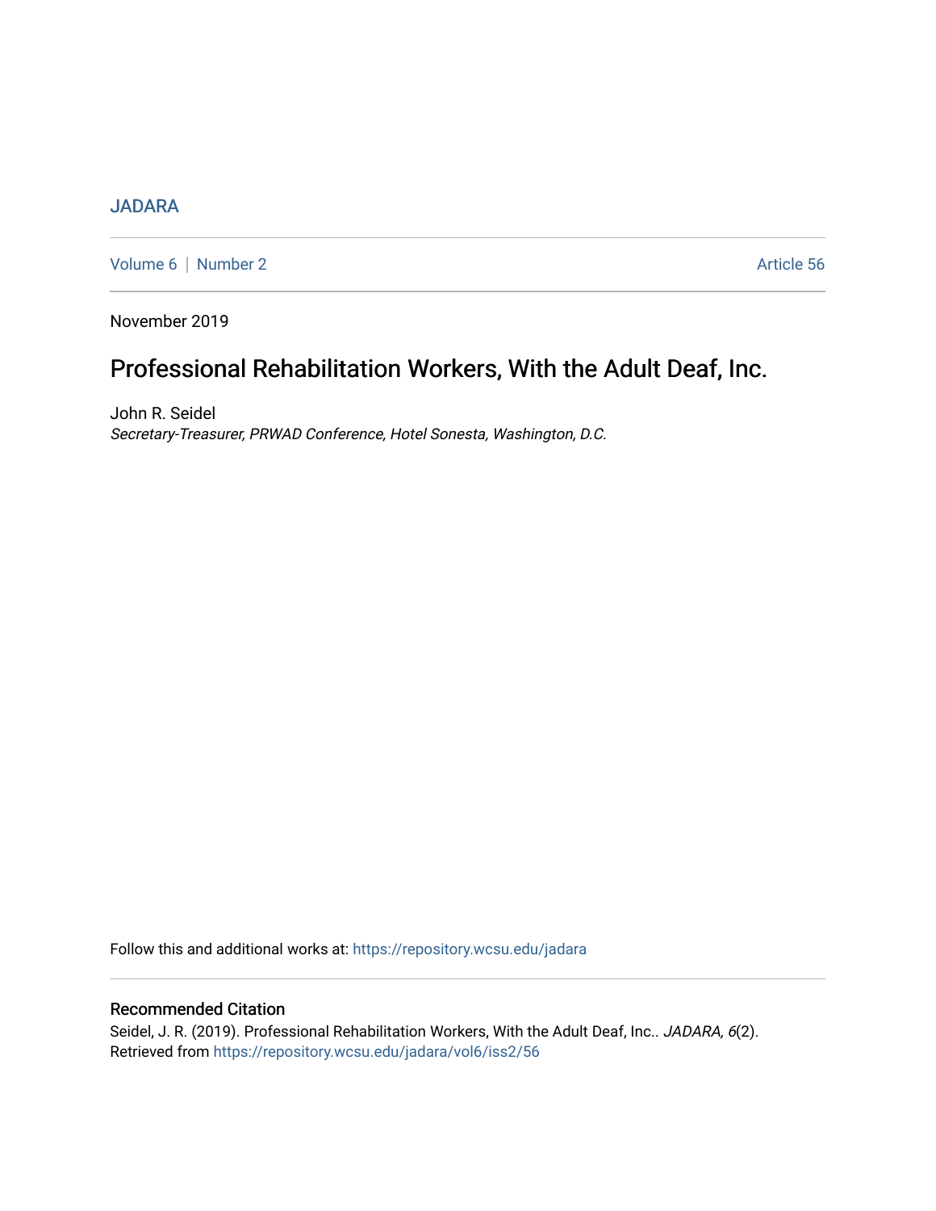JADARA

Volume 6 | Number 2

Article 56

November 2019

# Professional Rehabilitation Workers, With the Adult Deaf, Inc.

John R. Seidel

*Secretary-Treasurer, PRWAD Conference, Hotel Sonesta, Washington, D.C.*

Follow this and additional works at: https://repository.wcsu.edu/jadara

## Recommended Citation

Seidel, J. R. (2019). Professional Rehabilitation Workers, With the Adult Deaf, Inc.. *JADARA, 6*(2). Retrieved from https://repository.wcsu.edu/jadara/vol6/iss2/56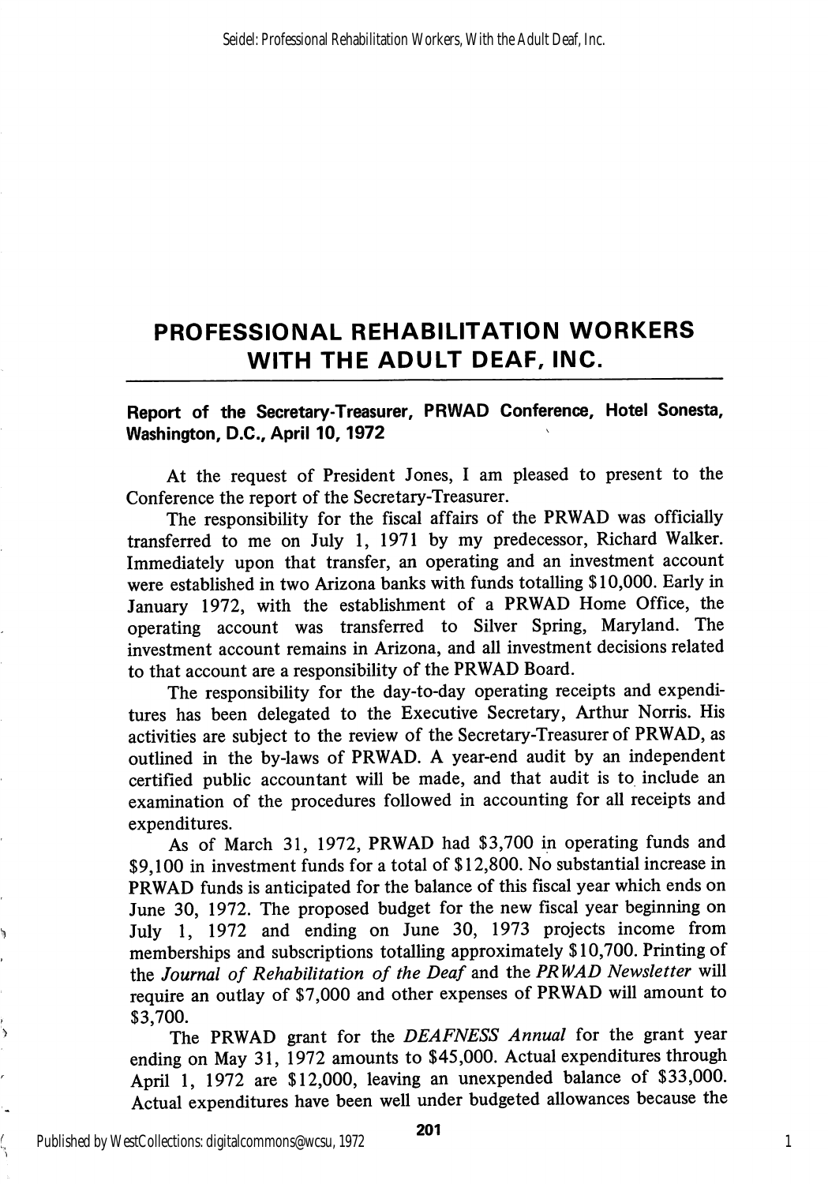# PROFESSIONAL REHABILITATION WORKERS WITH THE ADULT DEAF, INC.

**Report of the Secretary-Treasurer, PRWAD Conference, Hotel Sonesta, Washington, D.C., April 10, 1972**

At the request of President Jones, I am pleased to present to the Conference the report of the Secretary-Treasurer.

The responsibility for the fiscal affairs of the PRWAD was officially transferred to me on July 1, 1971 by my predecessor, Richard Walker. Immediately upon that transfer, an operating and an investment account were established in two Arizona banks with funds totalling $10,000. Early in January 1972, with the establishment of a PRWAD Home Office, the operating account was transferred to Silver Spring, Maryland. The investment account remains in Arizona, and all investment decisions related to that account are a responsibility of the PRWAD Board.

The responsibility for the day-to-day operating receipts and expenditures has been delegated to the Executive Secretary, Arthur Norris. His activities are subject to the review of the Secretary-Treasurer of PRWAD, as outlined in the by-laws of PRWAD. A year-end audit by an independent certified public accountant will be made, and that audit is to include an examination of the procedures followed in accounting for all receipts and expenditures.

As of March 31, 1972, PRWAD had $3,700 in operating funds and $9,100 in investment funds for a total of $12,800. No substantial increase in PRWAD funds is anticipated for the balance of this fiscal year which ends on June 30, 1972. The proposed budget for the new fiscal year beginning on July 1, 1972 and ending on June 30, 1973 projects income from memberships and subscriptions totalling approximately $10,700. Printing of the *Journal of Rehabilitation of the Deaf* and the *PRWAD Newsletter* will require an outlay of $7,000 and other expenses of PRWAD will amount to $3,700.

The PRWAD grant for the *DEAFNESS Annual* for the grant year ending on May 31, 1972 amounts to $45,000. Actual expenditures through April 1, 1972 are $12,000, leaving an unexpended balance of $33,000. Actual expenditures have been well under budgeted allowances because the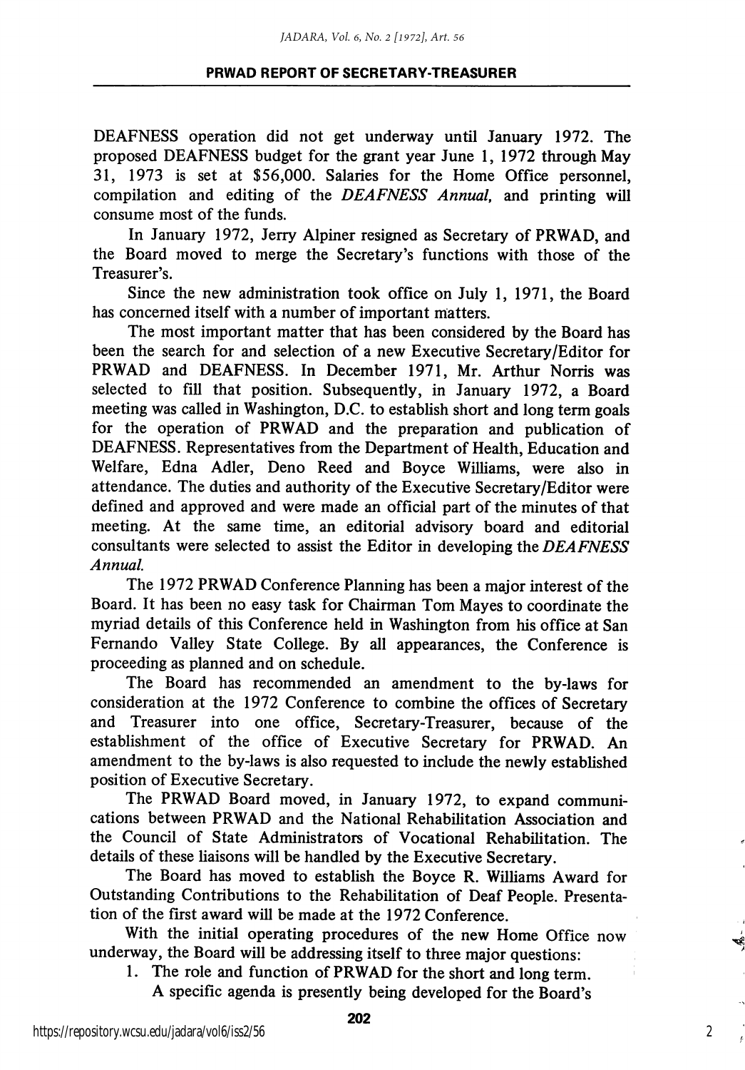DEAFNESS operation did not get underway until January 1972. The proposed DEAFNESS budget for the grant year June 1, 1972 through May 31, 1973 is set at $56,000. Salaries for the Home Office personnel, compilation and editing of the *DEAFNESS Annual*, and printing will consume most of the funds.

In January 1972, Jerry Alpiner resigned as Secretary of PRWAD, and the Board moved to merge the Secretary's functions with those of the Treasurer's.

Since the new administration took office on July 1, 1971, the Board has concerned itself with a number of important matters.

The most important matter that has been considered by the Board has been the search for and selection of a new Executive Secretary/Editor for PRWAD and DEAFNESS. In December 1971, Mr. Arthur Norris was selected to fill that position. Subsequently, in January 1972, a Board meeting was called in Washington, D.C. to establish short and long term goals for the operation of PRWAD and the preparation and publication of DEAFNESS. Representatives from the Department of Health, Education and Welfare, Edna Adler, Deno Reed and Boyce Williams, were also in attendance. The duties and authority of the Executive Secretary/Editor were defined and approved and were made an official part of the minutes of that meeting. At the same time, an editorial advisory board and editorial consultants were selected to assist the Editor in developing the *DEAFNESS Annual.*

The 1972 PRWAD Conference Planning has been a major interest of the Board. It has been no easy task for Chairman Tom Mayes to coordinate the myriad details of this Conference held in Washington from his office at San Fernando Valley State College. By all appearances, the Conference is proceeding as planned and on schedule.

The Board has recommended an amendment to the by-laws for consideration at the 1972 Conference to combine the offices of Secretary and Treasurer into one office, Secretary-Treasurer, because of the establishment of the office of Executive Secretary for PRWAD. An amendment to the by-laws is also requested to include the newly established position of Executive Secretary.

The PRWAD Board moved, in January 1972, to expand communications between PRWAD and the National Rehabilitation Association and the Council of State Administrators of Vocational Rehabilitation. The details of these liaisons will be handled by the Executive Secretary.

The Board has moved to establish the Boyce R. Williams Award for Outstanding Contributions to the Rehabilitation of Deaf People. Presentation of the first award will be made at the 1972 Conference.

With the initial operating procedures of the new Home Office now underway, the Board will be addressing itself to three major questions:

1. The role and function of PRWAD for the short and long term. A specific agenda is presently being developed for the Board's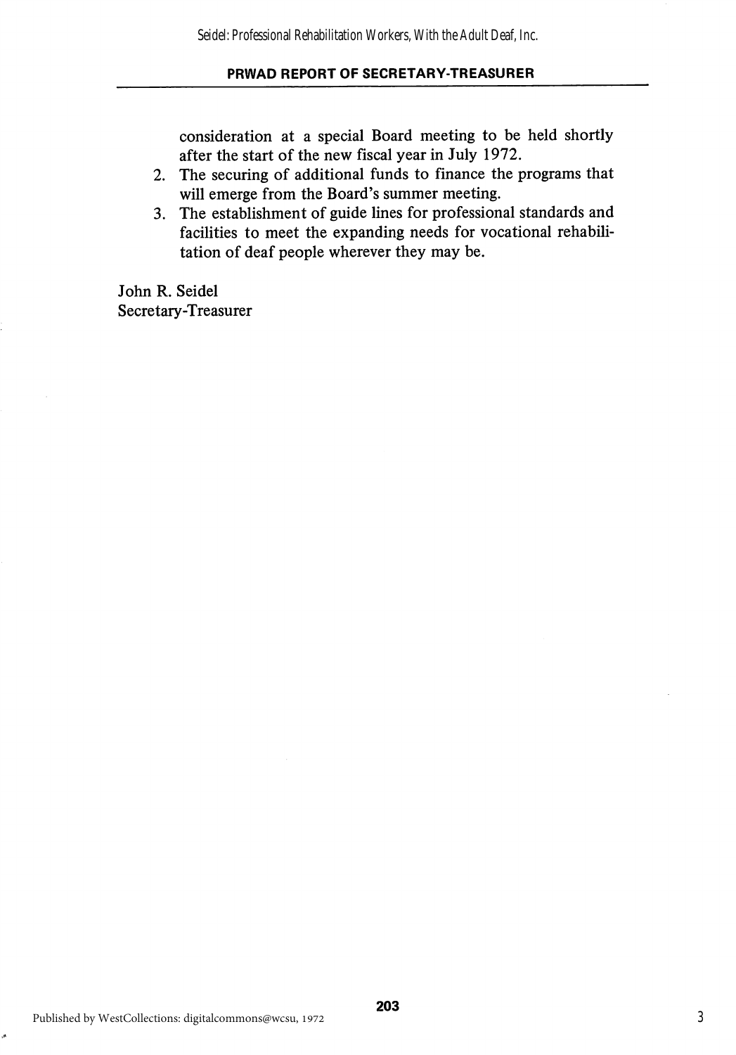consideration at a special Board meeting to be held shortly after the start of the new fiscal year in July 1972.

2. The securing of additional funds to finance the programs that will emerge from the Board's summer meeting.
3. The establishment of guide lines for professional standards and facilities to meet the expanding needs for vocational rehabilitation of deaf people wherever they may be.

John R. Seidel
Secretary-Treasurer